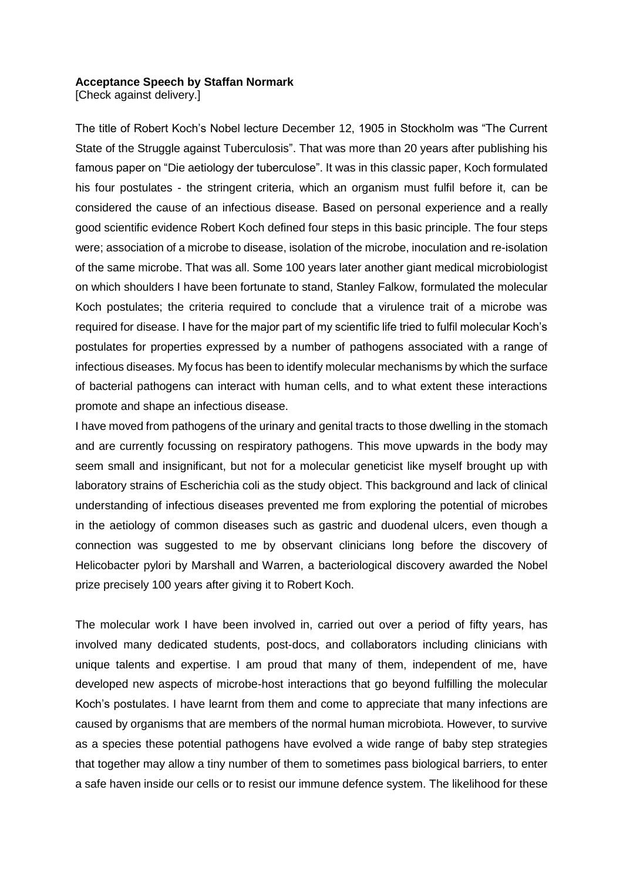**Acceptance Speech by Staffan Normark**
[Check against delivery.]

The title of Robert Koch's Nobel lecture December 12, 1905 in Stockholm was "The Current State of the Struggle against Tuberculosis". That was more than 20 years after publishing his famous paper on "Die aetiology der tuberculose". It was in this classic paper, Koch formulated his four postulates - the stringent criteria, which an organism must fulfil before it, can be considered the cause of an infectious disease. Based on personal experience and a really good scientific evidence Robert Koch defined four steps in this basic principle. The four steps were; association of a microbe to disease, isolation of the microbe, inoculation and re-isolation of the same microbe. That was all. Some 100 years later another giant medical microbiologist on which shoulders I have been fortunate to stand, Stanley Falkow, formulated the molecular Koch postulates; the criteria required to conclude that a virulence trait of a microbe was required for disease. I have for the major part of my scientific life tried to fulfil molecular Koch's postulates for properties expressed by a number of pathogens associated with a range of infectious diseases. My focus has been to identify molecular mechanisms by which the surface of bacterial pathogens can interact with human cells, and to what extent these interactions promote and shape an infectious disease.

I have moved from pathogens of the urinary and genital tracts to those dwelling in the stomach and are currently focussing on respiratory pathogens. This move upwards in the body may seem small and insignificant, but not for a molecular geneticist like myself brought up with laboratory strains of Escherichia coli as the study object. This background and lack of clinical understanding of infectious diseases prevented me from exploring the potential of microbes in the aetiology of common diseases such as gastric and duodenal ulcers, even though a connection was suggested to me by observant clinicians long before the discovery of Helicobacter pylori by Marshall and Warren, a bacteriological discovery awarded the Nobel prize precisely 100 years after giving it to Robert Koch.

The molecular work I have been involved in, carried out over a period of fifty years, has involved many dedicated students, post-docs, and collaborators including clinicians with unique talents and expertise. I am proud that many of them, independent of me, have developed new aspects of microbe-host interactions that go beyond fulfilling the molecular Koch's postulates. I have learnt from them and come to appreciate that many infections are caused by organisms that are members of the normal human microbiota. However, to survive as a species these potential pathogens have evolved a wide range of baby step strategies that together may allow a tiny number of them to sometimes pass biological barriers, to enter a safe haven inside our cells or to resist our immune defence system. The likelihood for these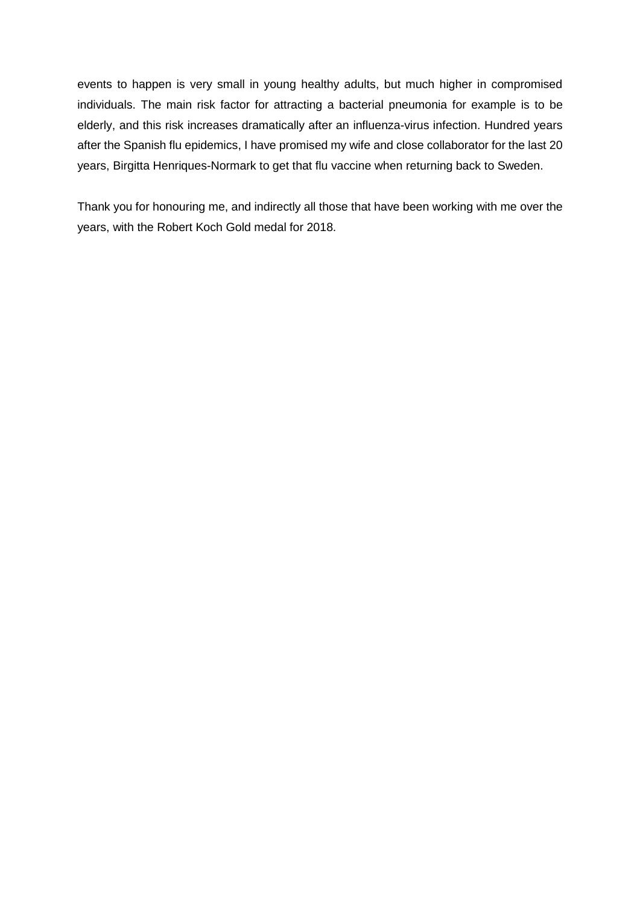events to happen is very small in young healthy adults, but much higher in compromised individuals. The main risk factor for attracting a bacterial pneumonia for example is to be elderly, and this risk increases dramatically after an influenza-virus infection. Hundred years after the Spanish flu epidemics, I have promised my wife and close collaborator for the last 20 years, Birgitta Henriques-Normark to get that flu vaccine when returning back to Sweden.

Thank you for honouring me, and indirectly all those that have been working with me over the years, with the Robert Koch Gold medal for 2018.